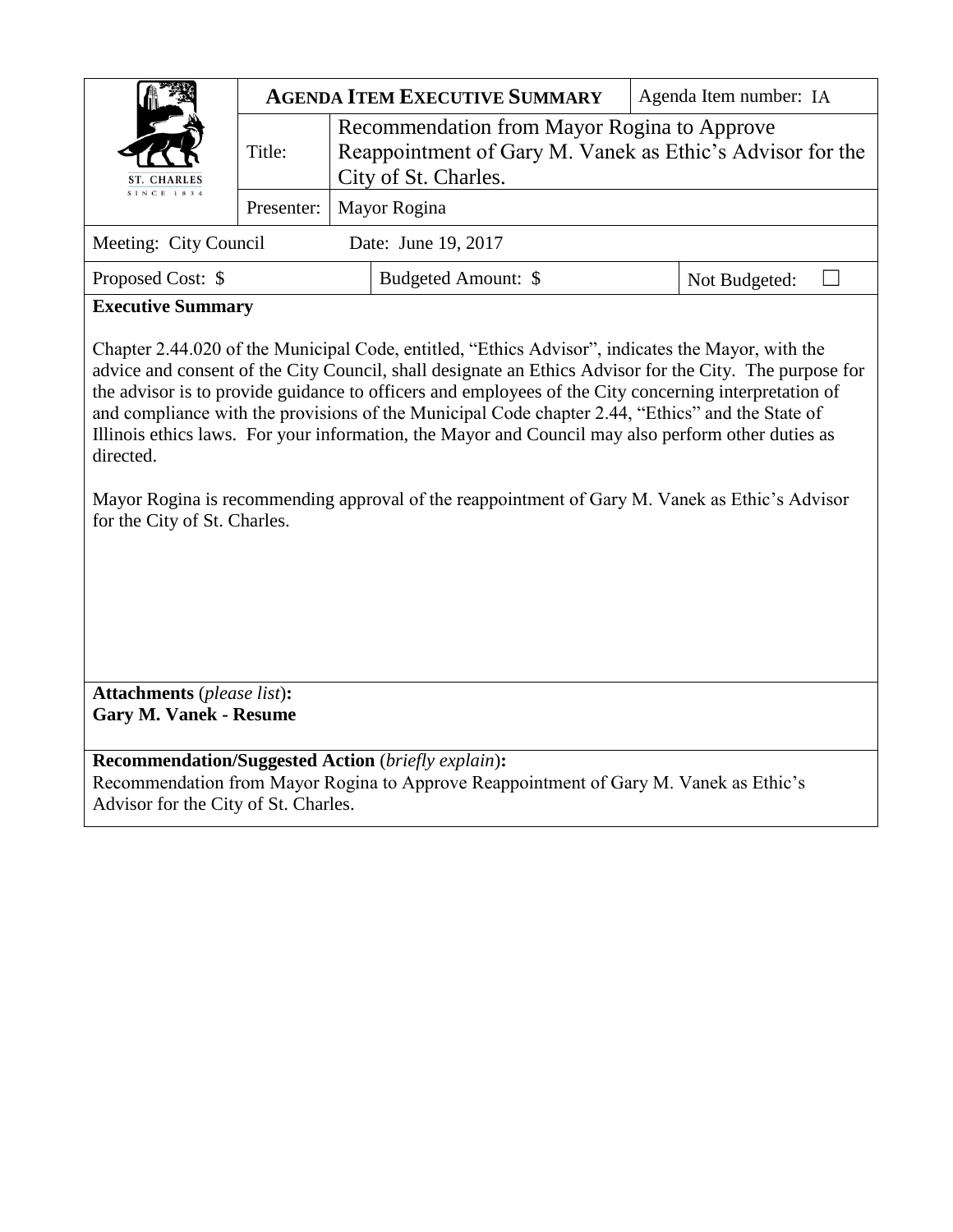| ST. CHARLES SINCE 1834 | **AGENDA ITEM EXECUTIVE SUMMARY** | | Agenda Item number: IA |
|---|---|---|---|
| | Title: | Recommendation from Mayor Rogina to Approve Reappointment of Gary M. Vanek as Ethic's Advisor for the City of St. Charles. | |
| | Presenter: | Mayor Rogina | |
| Meeting: City Council | Date: June 19, 2017 | | |
| Proposed Cost: $ | Budgeted Amount: $ | | Not Budgeted: ☐ |

**Executive Summary**

Chapter 2.44.020 of the Municipal Code, entitled, "Ethics Advisor", indicates the Mayor, with the advice and consent of the City Council, shall designate an Ethics Advisor for the City. The purpose for the advisor is to provide guidance to officers and employees of the City concerning interpretation of and compliance with the provisions of the Municipal Code chapter 2.44, "Ethics" and the State of Illinois ethics laws. For your information, the Mayor and Council may also perform other duties as directed.

Mayor Rogina is recommending approval of the reappointment of Gary M. Vanek as Ethic's Advisor for the City of St. Charles.

**Attachments** (*please list*)**:**
**Gary M. Vanek - Resume**

**Recommendation/Suggested Action** (*briefly explain*)**:**
Recommendation from Mayor Rogina to Approve Reappointment of Gary M. Vanek as Ethic's Advisor for the City of St. Charles.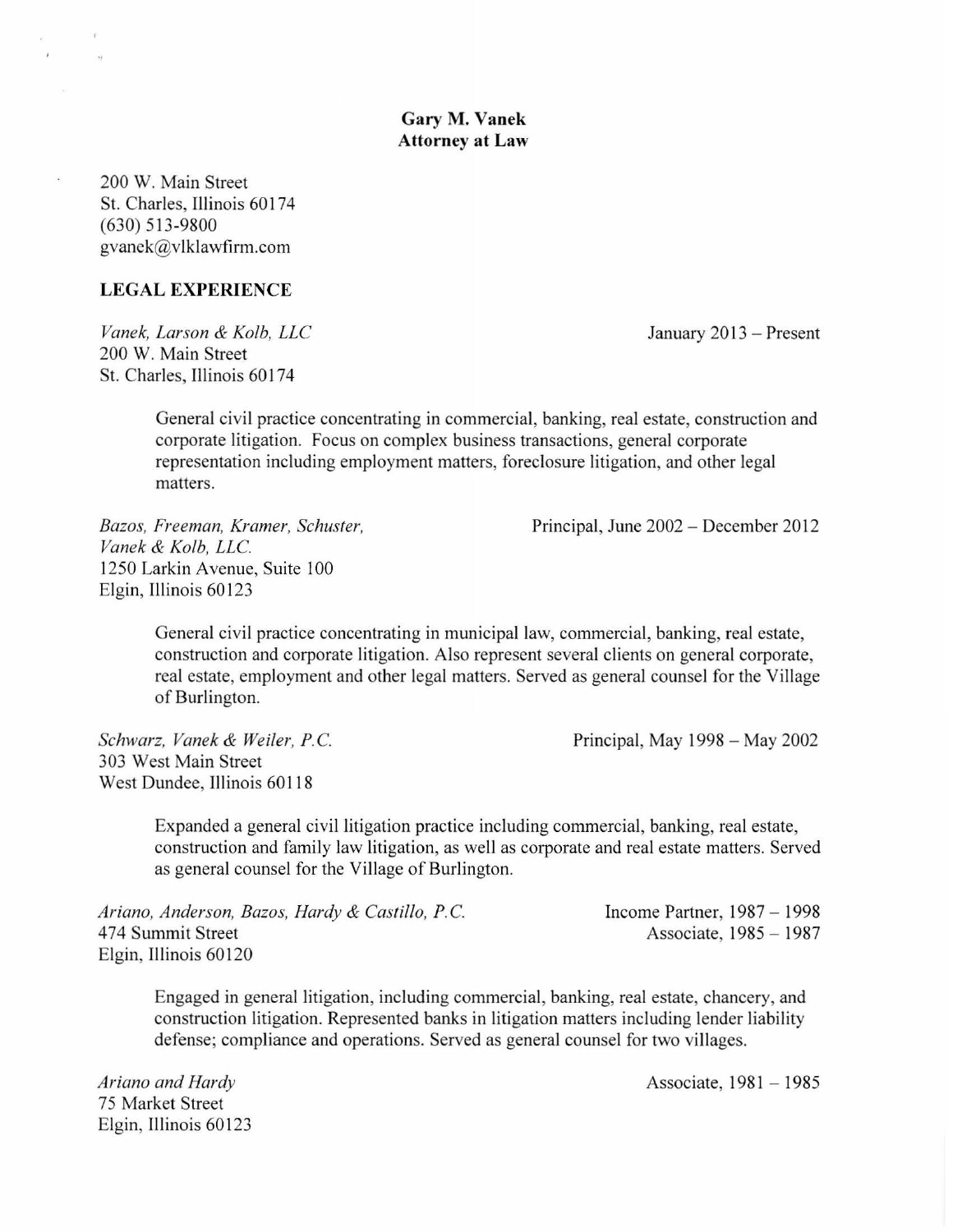**Gary M. Vanek**
**Attorney at Law**

200 W. Main Street
St. Charles, Illinois 60174
(630) 513-9800
gvanek@vlklawfirm.com

## LEGAL EXPERIENCE

*Vanek, Larson & Kolb, LLC* — January 2013 – Present
200 W. Main Street
St. Charles, Illinois 60174

General civil practice concentrating in commercial, banking, real estate, construction and corporate litigation. Focus on complex business transactions, general corporate representation including employment matters, foreclosure litigation, and other legal matters.

*Bazos, Freeman, Kramer, Schuster, Vanek & Kolb, LLC.* — Principal, June 2002 – December 2012
1250 Larkin Avenue, Suite 100
Elgin, Illinois 60123

General civil practice concentrating in municipal law, commercial, banking, real estate, construction and corporate litigation. Also represent several clients on general corporate, real estate, employment and other legal matters. Served as general counsel for the Village of Burlington.

*Schwarz, Vanek & Weiler, P.C.* — Principal, May 1998 – May 2002
303 West Main Street
West Dundee, Illinois 60118

Expanded a general civil litigation practice including commercial, banking, real estate, construction and family law litigation, as well as corporate and real estate matters. Served as general counsel for the Village of Burlington.

*Ariano, Anderson, Bazos, Hardy & Castillo, P.C.* — Income Partner, 1987 – 1998; Associate, 1985 – 1987
474 Summit Street
Elgin, Illinois 60120

Engaged in general litigation, including commercial, banking, real estate, chancery, and construction litigation. Represented banks in litigation matters including lender liability defense; compliance and operations. Served as general counsel for two villages.

*Ariano and Hardy* — Associate, 1981 – 1985
75 Market Street
Elgin, Illinois 60123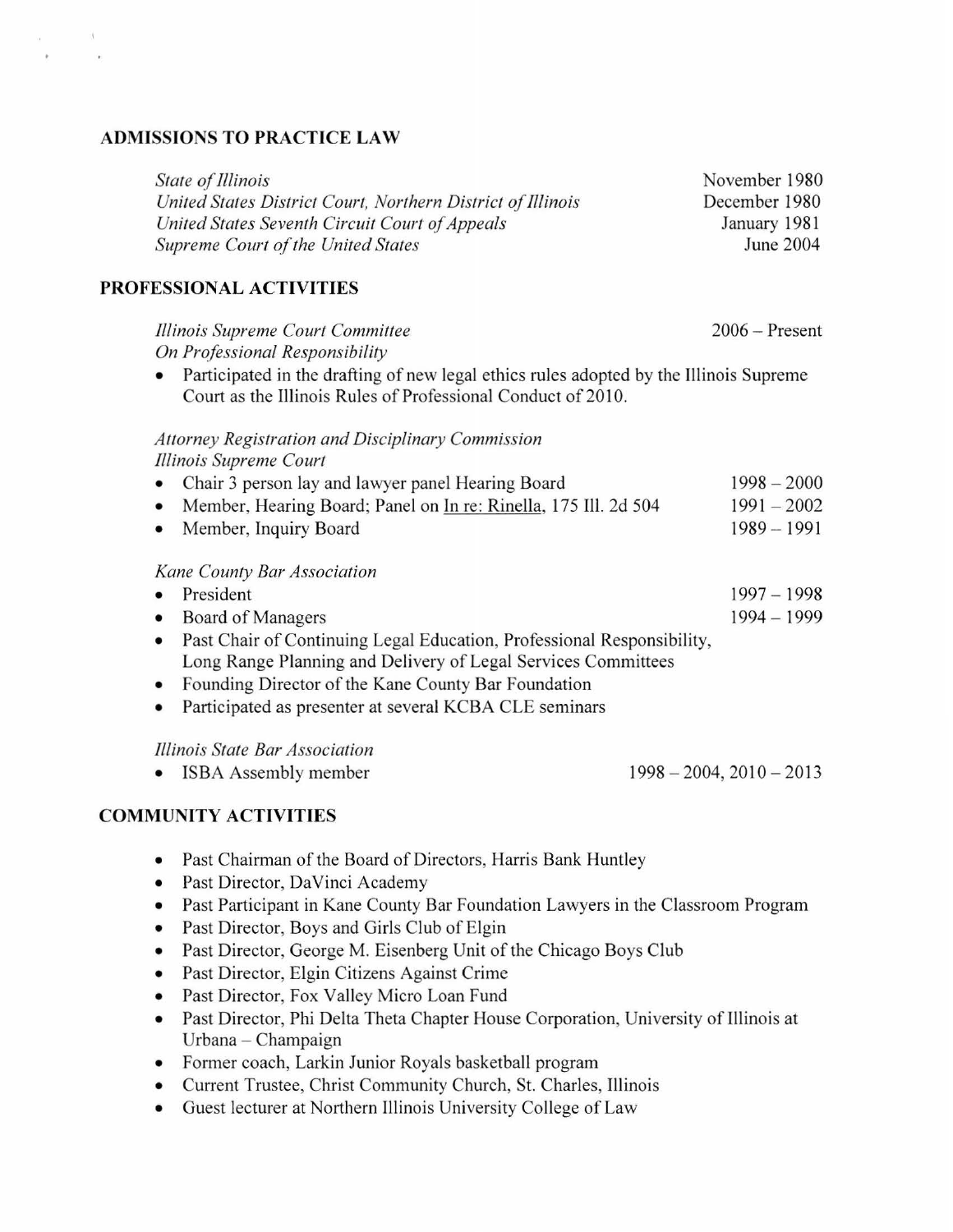## ADMISSIONS TO PRACTICE LAW

| | |
|---|---|
| *State of Illinois* | November 1980 |
| *United States District Court, Northern District of Illinois* | December 1980 |
| *United States Seventh Circuit Court of Appeals* | January 1981 |
| *Supreme Court of the United States* | June 2004 |

## PROFESSIONAL ACTIVITIES

*Illinois Supreme Court Committee On Professional Responsibility* — 2006 – Present

- Participated in the drafting of new legal ethics rules adopted by the Illinois Supreme Court as the Illinois Rules of Professional Conduct of 2010.

*Attorney Registration and Disciplinary Commission*
*Illinois Supreme Court*

- Chair 3 person lay and lawyer panel Hearing Board — 1998 – 2000
- Member, Hearing Board; Panel on <u>In re: Rinella</u>, 175 Ill. 2d 504 — 1991 – 2002
- Member, Inquiry Board — 1989 – 1991

*Kane County Bar Association*

- President — 1997 – 1998
- Board of Managers — 1994 – 1999
- Past Chair of Continuing Legal Education, Professional Responsibility, Long Range Planning and Delivery of Legal Services Committees
- Founding Director of the Kane County Bar Foundation
- Participated as presenter at several KCBA CLE seminars

*Illinois State Bar Association*

- ISBA Assembly member — 1998 – 2004, 2010 – 2013

## COMMUNITY ACTIVITIES

- Past Chairman of the Board of Directors, Harris Bank Huntley
- Past Director, DaVinci Academy
- Past Participant in Kane County Bar Foundation Lawyers in the Classroom Program
- Past Director, Boys and Girls Club of Elgin
- Past Director, George M. Eisenberg Unit of the Chicago Boys Club
- Past Director, Elgin Citizens Against Crime
- Past Director, Fox Valley Micro Loan Fund
- Past Director, Phi Delta Theta Chapter House Corporation, University of Illinois at Urbana – Champaign
- Former coach, Larkin Junior Royals basketball program
- Current Trustee, Christ Community Church, St. Charles, Illinois
- Guest lecturer at Northern Illinois University College of Law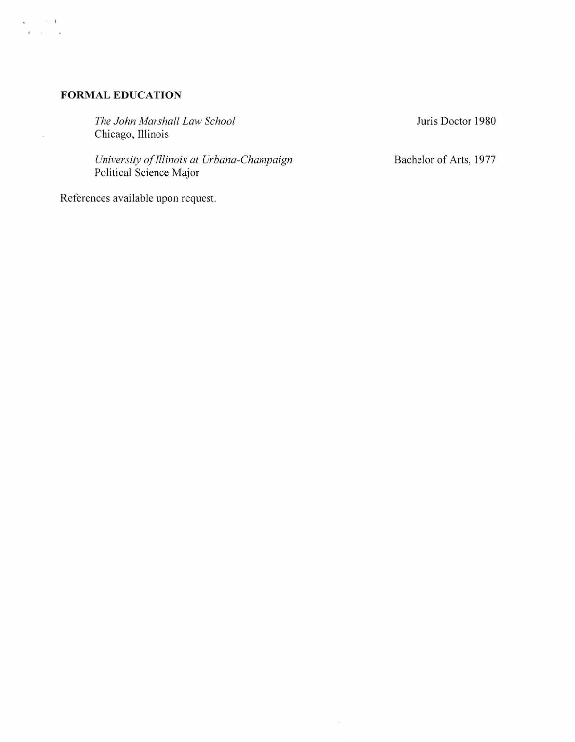## FORMAL EDUCATION

*The John Marshall Law School* — Juris Doctor 1980
Chicago, Illinois

*University of Illinois at Urbana-Champaign* — Bachelor of Arts, 1977
Political Science Major

References available upon request.